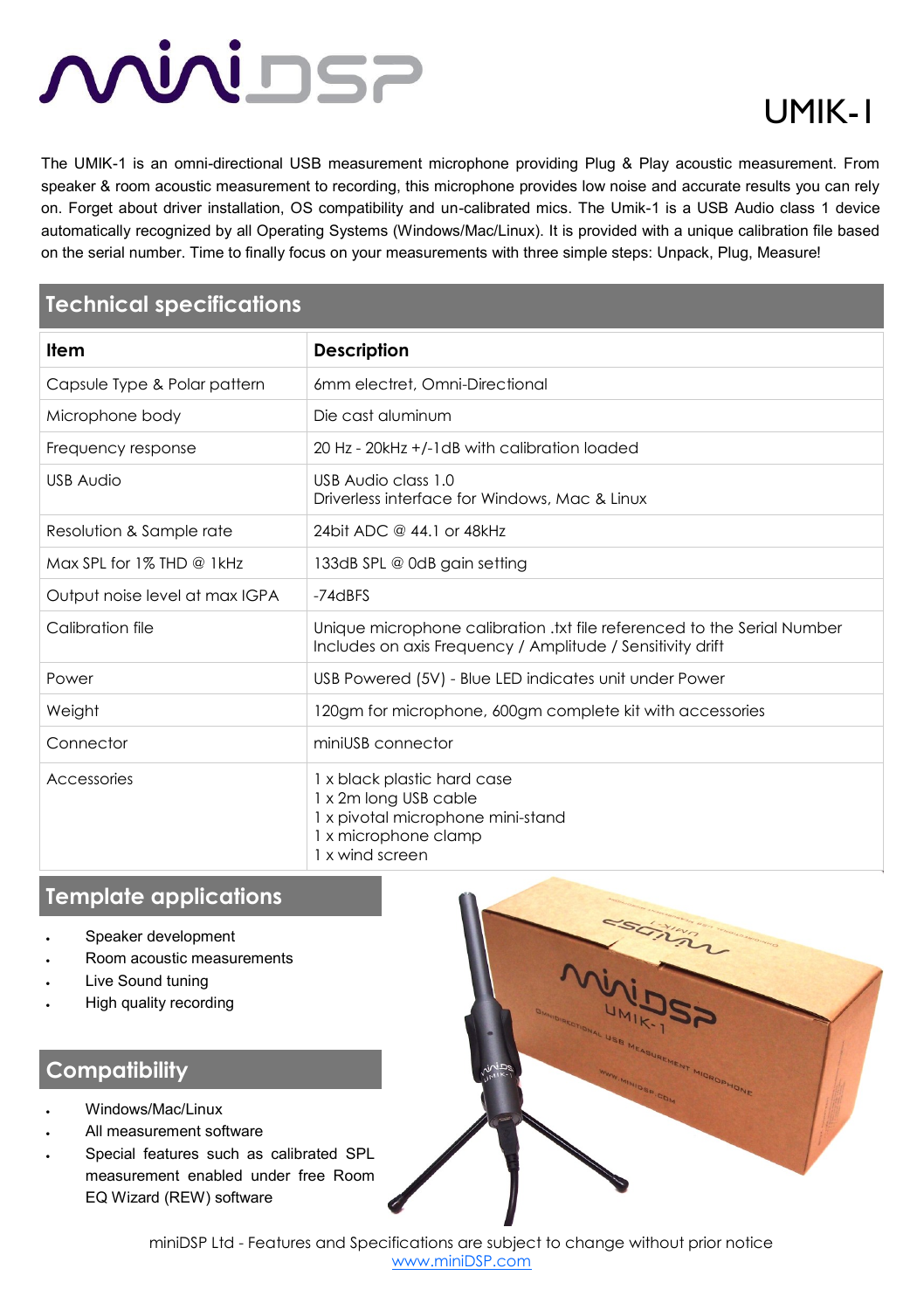# miniDSP

# UMIK-1

The UMIK-1 is an omni-directional USB measurement microphone providing Plug & Play acoustic measurement. From speaker & room acoustic measurement to recording, this microphone provides low noise and accurate results you can rely on. Forget about driver installation, OS compatibility and un-calibrated mics. The Umik-1 is a USB Audio class 1 device automatically recognized by all Operating Systems (Windows/Mac/Linux). It is provided with a unique calibration file based on the serial number. Time to finally focus on your measurements with three simple steps: Unpack, Plug, Measure!

## Technical specifications

| Item | Description |
|---|---|
| Capsule Type & Polar pattern | 6mm electret, Omni-Directional |
| Microphone body | Die cast aluminum |
| Frequency response | 20 Hz - 20kHz +/-1dB with calibration loaded |
| USB Audio | USB Audio class 1.0<br>Driverless interface for Windows, Mac & Linux |
| Resolution & Sample rate | 24bit ADC @ 44.1 or 48kHz |
| Max SPL for 1% THD @ 1kHz | 133dB SPL @ 0dB gain setting |
| Output noise level at max IGPA | -74dBFS |
| Calibration file | Unique microphone calibration .txt file referenced to the Serial Number<br>Includes on axis Frequency / Amplitude / Sensitivity drift |
| Power | USB Powered (5V) - Blue LED indicates unit under Power |
| Weight | 120gm for microphone, 600gm complete kit with accessories |
| Connector | miniUSB connector |
| Accessories | 1 x black plastic hard case<br>1 x 2m long USB cable<br>1 x pivotal microphone mini-stand<br>1 x microphone clamp<br>1 x wind screen |

## Template applications

- Speaker development
- Room acoustic measurements
- Live Sound tuning
- High quality recording

## Compatibility

- Windows/Mac/Linux
- All measurement software
- Special features such as calibrated SPL measurement enabled under free Room EQ Wizard (REW) software

miniDSP Ltd - Features and Specifications are subject to change without prior notice
www.miniDSP.com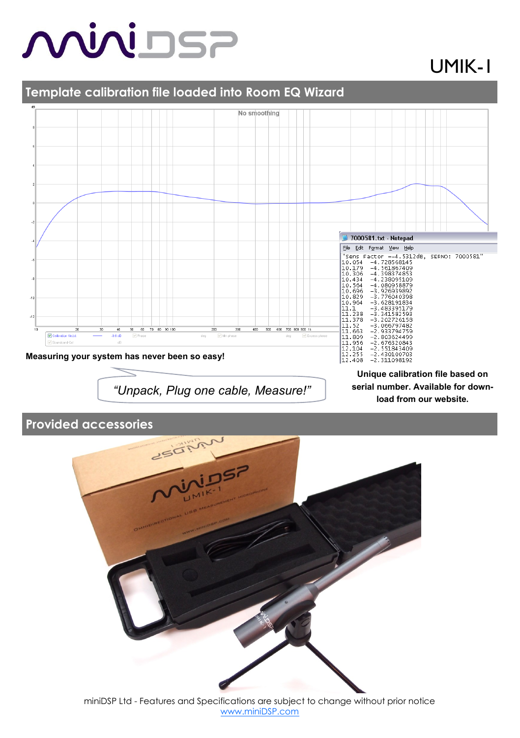# UMIK-1

## Template calibration file loaded into Room EQ Wizard

No smoothing

dB

8

6

4

2

0

-2

-4

-6

-8

-10

-12

10 20 30 40 50 60 70 80 90 100 200 300 400 500 600 700 800 900 1k

Calibration file.txt -0.0 dB Phase deg Min phase deg Excess phase

Soundcard Cal dB

7000581.txt - Notepad

File Edit Format View Help

```
"Sens Factor =-4.5312dB, SERNO: 7000581"
10.054  -4.728568145
10.179  -4.561867409
10.306  -4.398374853
10.434  -4.238095109
10.564  -4.080938879
10.696  -3.926939892
10.829  -3.776040398
10.964  -3.628191834
11.1    -3.483395179
11.238  -3.341582593
11.378  -3.202726158
11.52   -3.066797482
11.663  -2.933794759
11.809  -2.803624499
11.956  -2.676320843
12.104  -2.551843409
12.255  -2.430100703
12.408  -2.311098192
```

**Measuring your system has never been so easy!**

*"Unpack, Plug one cable, Measure!"*

**Unique calibration file based on serial number. Available for download from our website.**

## Provided accessories

miniDSP Ltd - Features and Specifications are subject to change without prior notice
www.miniDSP.com